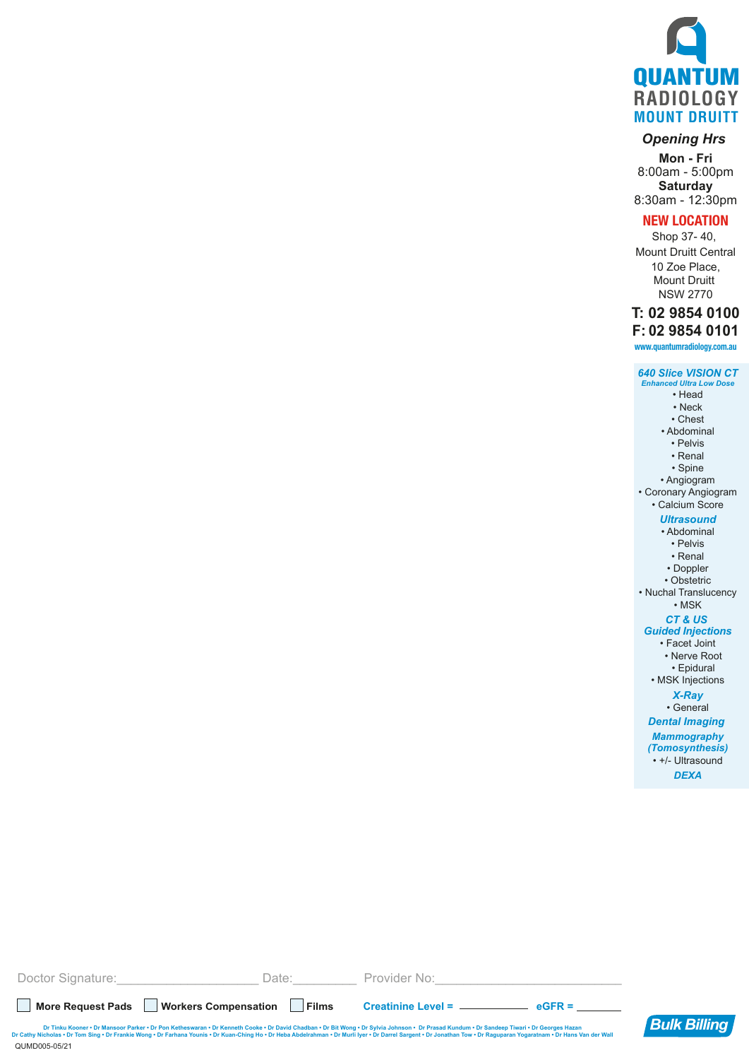# QUANTUM RADIOLOGY MOUNT DRUITT

***Opening Hrs***

**Mon - Fri**
8:00am - 5:00pm
**Saturday**
8:30am - 12:30pm

**NEW LOCATION**
Shop 37- 40,
Mount Druitt Central
10 Zoe Place,
Mount Druitt
NSW 2770

**T: 02 9854 0100**
**F: 02 9854 0101**

www.quantumradiology.com.au

***640 Slice VISION CT***
***Enhanced Ultra Low Dose***
- Head
- Neck
- Chest
- Abdominal
- Pelvis
- Renal
- Spine
- Angiogram
- Coronary Angiogram
- Calcium Score

***Ultrasound***
- Abdominal
- Pelvis
- Renal
- Doppler
- Obstetric
- Nuchal Translucency
- MSK

***CT & US Guided Injections***
- Facet Joint
- Nerve Root
- Epidural
- MSK Injections

***X-Ray***
- General

***Dental Imaging***

***Mammography (Tomosynthesis)***
- +/- Ultrasound

***DEXA***

Doctor Signature:____________________ Date:_________ Provider No:__________________________

☐ **More Request Pads** ☐ **Workers Compensation** ☐ **Films** **Creatinine Level =** ___________ **eGFR =** ________

**Bulk Billing**

Dr Tinku Kooner • Dr Mansoor Parker • Dr Pon Ketheswaran • Dr Kenneth Cooke • Dr David Chadban • Dr Bit Wong • Dr Sylvia Johnson • Dr Prasad Kundum • Dr Sandeep Tiwari • Dr Georges Hazan
Dr Cathy Nicholas • Dr Tom Sing • Dr Frankie Wong • Dr Farhana Younis • Dr Kuan-Ching Ho • Dr Heba Abdelrahman • Dr Murli Iyer • Dr Darrel Sargent • Dr Jonathan Tow • Dr Raguparan Yogaratnam • Dr Hans Van der Wall

QUMD005-05/21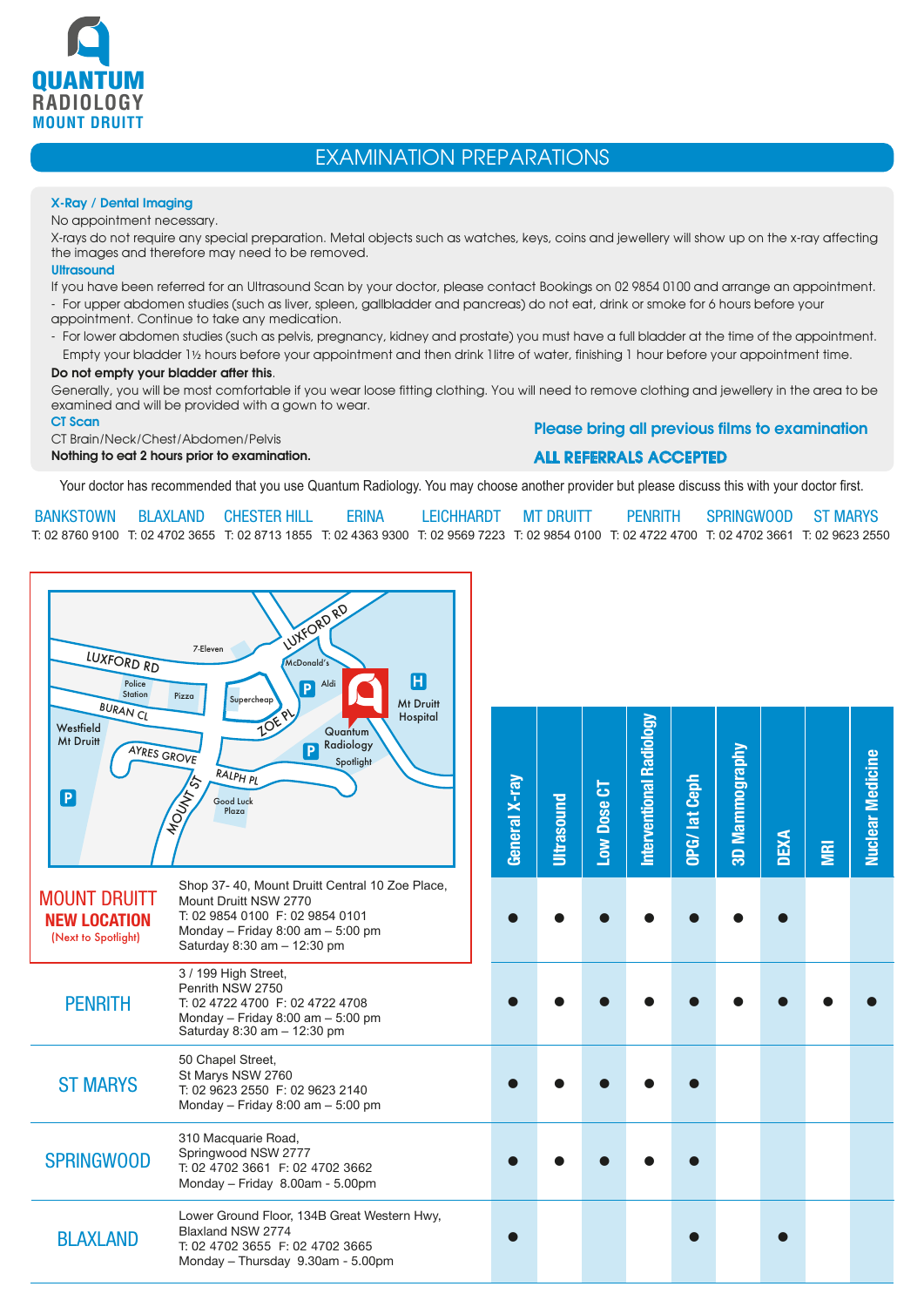QUANTUM RADIOLOGY MOUNT DRUITT

# EXAMINATION PREPARATIONS

### X-Ray / Dental Imaging

No appointment necessary.

X-rays do not require any special preparation. Metal objects such as watches, keys, coins and jewellery will show up on the x-ray affecting the images and therefore may need to be removed.

### Ultrasound

If you have been referred for an Ultrasound Scan by your doctor, please contact Bookings on 02 9854 0100 and arrange an appointment.

- For upper abdomen studies (such as liver, spleen, gallbladder and pancreas) do not eat, drink or smoke for 6 hours before your appointment. Continue to take any medication.
- For lower abdomen studies (such as pelvis, pregnancy, kidney and prostate) you must have a full bladder at the time of the appointment. Empty your bladder 1½ hours before your appointment and then drink 1litre of water, finishing 1 hour before your appointment time.

**Do not empty your bladder after this.**

Generally, you will be most comfortable if you wear loose fitting clothing. You will need to remove clothing and jewellery in the area to be examined and will be provided with a gown to wear.

### CT Scan

CT Brain/Neck/Chest/Abdomen/Pelvis

**Nothing to eat 2 hours prior to examination.**

**Please bring all previous films to examination**

**ALL REFERRALS ACCEPTED**

Your doctor has recommended that you use Quantum Radiology. You may choose another provider but please discuss this with your doctor first.

| BANKSTOWN | BLAXLAND | CHESTER HILL | ERINA | LEICHHARDT | MT DRUITT | PENRITH | SPRINGWOOD | ST MARYS |
|---|---|---|---|---|---|---|---|---|
| T: 02 8760 9100 | T: 02 4702 3655 | T: 02 8713 1855 | T: 02 4363 9300 | T: 02 9569 7223 | T: 02 9854 0100 | T: 02 4722 4700 | T: 02 4702 3661 | T: 02 9623 2550 |

LUXFORD RD
7-Eleven
McDonald's
Aldi
Police Station
Pizza
Supercheap
BURAN CL
ZOE PL
Mt Druitt Hospital
Westfield Mt Druitt
Quantum Radiology
Spotlight
AYRES GROVE
RALPH PL
MOUNT ST
Good Luck Plaza

| Location | Address | General X-ray | Ultrasound | Low Dose CT | Interventional Radiology | OPG/ lat Ceph | 3D Mammography | DEXA | MRI | Nuclear Medicine |
|---|---|---|---|---|---|---|---|---|---|---|
| MOUNT DRUITT **NEW LOCATION** (Next to Spotlight) | Shop 37- 40, Mount Druitt Central 10 Zoe Place, Mount Druitt NSW 2770<br>T: 02 9854 0100 F: 02 9854 0101<br>Monday – Friday 8:00 am – 5:00 pm<br>Saturday 8:30 am – 12:30 pm | ● | ● | ● | ● | ● | ● | ● | | |
| PENRITH | 3 / 199 High Street, Penrith NSW 2750<br>T: 02 4722 4700 F: 02 4722 4708<br>Monday – Friday 8:00 am – 5:00 pm<br>Saturday 8:30 am – 12:30 pm | ● | ● | ● | ● | ● | ● | ● | ● | ● |
| ST MARYS | 50 Chapel Street, St Marys NSW 2760<br>T: 02 9623 2550 F: 02 9623 2140<br>Monday – Friday 8:00 am – 5:00 pm | ● | ● | ● | ● | ● | | | | |
| SPRINGWOOD | 310 Macquarie Road, Springwood NSW 2777<br>T: 02 4702 3661 F: 02 4702 3662<br>Monday – Friday 8.00am - 5.00pm | ● | ● | ● | ● | ● | | | | |
| BLAXLAND | Lower Ground Floor, 134B Great Western Hwy, Blaxland NSW 2774<br>T: 02 4702 3655 F: 02 4702 3665<br>Monday – Thursday 9.30am - 5.00pm | ● | | | | ● | | ● | | |